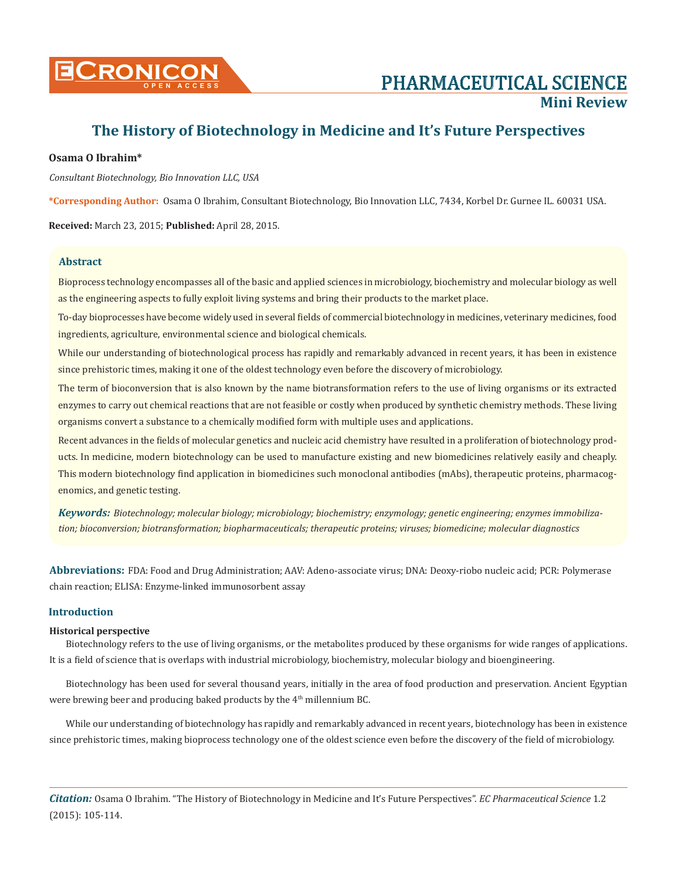# The History of Biotechnology in Medicine and It's Future Perspectives

**Osama O Ibrahim***

*Consultant Biotechnology, Bio Innovation LLC, USA*

***Corresponding Author:** Osama O Ibrahim, Consultant Biotechnology, Bio Innovation LLC, 7434, Korbel Dr. Gurnee IL. 60031 USA.

**Received:** March 23, 2015; **Published:** April 28, 2015.

## Abstract

Bioprocess technology encompasses all of the basic and applied sciences in microbiology, biochemistry and molecular biology as well as the engineering aspects to fully exploit living systems and bring their products to the market place.

To-day bioprocesses have become widely used in several fields of commercial biotechnology in medicines, veterinary medicines, food ingredients, agriculture, environmental science and biological chemicals.

While our understanding of biotechnological process has rapidly and remarkably advanced in recent years, it has been in existence since prehistoric times, making it one of the oldest technology even before the discovery of microbiology.

The term of bioconversion that is also known by the name biotransformation refers to the use of living organisms or its extracted enzymes to carry out chemical reactions that are not feasible or costly when produced by synthetic chemistry methods. These living organisms convert a substance to a chemically modified form with multiple uses and applications.

Recent advances in the fields of molecular genetics and nucleic acid chemistry have resulted in a proliferation of biotechnology products. In medicine, modern biotechnology can be used to manufacture existing and new biomedicines relatively easily and cheaply. This modern biotechnology find application in biomedicines such monoclonal antibodies (mAbs), therapeutic proteins, pharmacogenomics, and genetic testing.

***Keywords:*** *Biotechnology; molecular biology; microbiology; biochemistry; enzymology; genetic engineering; enzymes immobilization; bioconversion; biotransformation; biopharmaceuticals; therapeutic proteins; viruses; biomedicine; molecular diagnostics*

**Abbreviations:** FDA: Food and Drug Administration; AAV: Adeno-associate virus; DNA: Deoxy-riobo nucleic acid; PCR: Polymerase chain reaction; ELISA: Enzyme-linked immunosorbent assay

## Introduction

### Historical perspective

Biotechnology refers to the use of living organisms, or the metabolites produced by these organisms for wide ranges of applications. It is a field of science that is overlaps with industrial microbiology, biochemistry, molecular biology and bioengineering.

Biotechnology has been used for several thousand years, initially in the area of food production and preservation. Ancient Egyptian were brewing beer and producing baked products by the 4th millennium BC.

While our understanding of biotechnology has rapidly and remarkably advanced in recent years, biotechnology has been in existence since prehistoric times, making bioprocess technology one of the oldest science even before the discovery of the field of microbiology.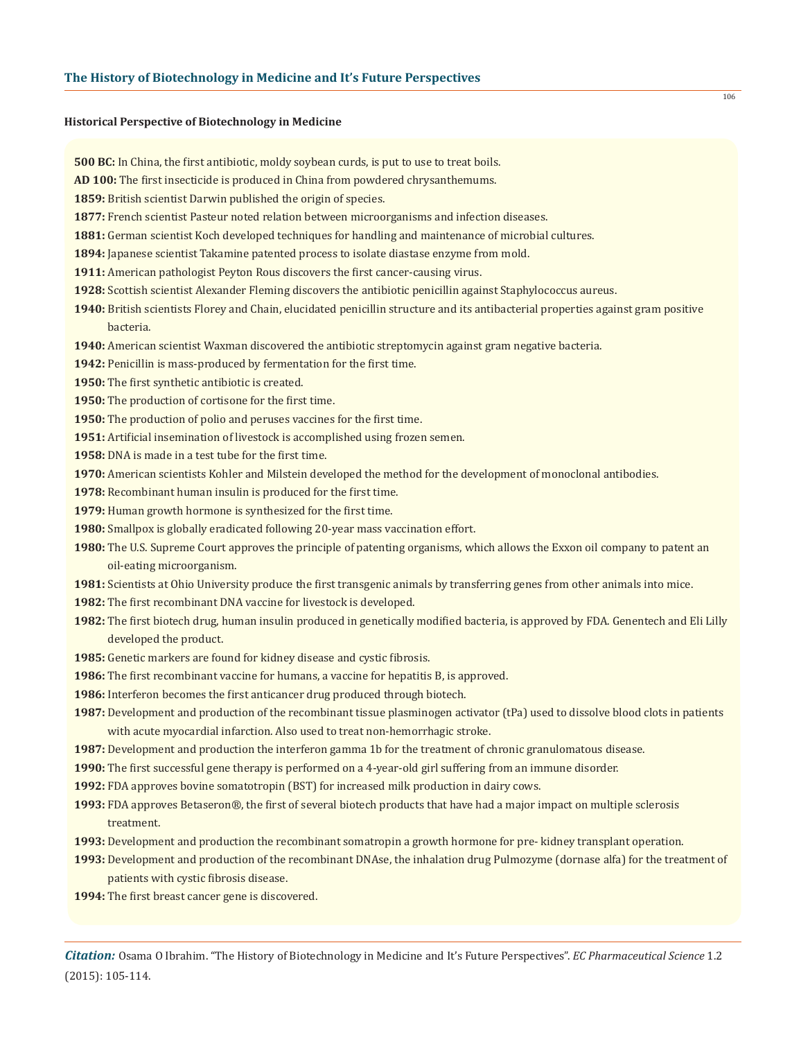### Historical Perspective of Biotechnology in Medicine

**500 BC:** In China, the first antibiotic, moldy soybean curds, is put to use to treat boils.

**AD 100:** The first insecticide is produced in China from powdered chrysanthemums.

**1859:** British scientist Darwin published the origin of species.

**1877:** French scientist Pasteur noted relation between microorganisms and infection diseases.

**1881:** German scientist Koch developed techniques for handling and maintenance of microbial cultures.

**1894:** Japanese scientist Takamine patented process to isolate diastase enzyme from mold.

**1911:** American pathologist Peyton Rous discovers the first cancer-causing virus.

**1928:** Scottish scientist Alexander Fleming discovers the antibiotic penicillin against Staphylococcus aureus.

**1940:** British scientists Florey and Chain, elucidated penicillin structure and its antibacterial properties against gram positive bacteria.

**1940:** American scientist Waxman discovered the antibiotic streptomycin against gram negative bacteria.

**1942:** Penicillin is mass-produced by fermentation for the first time.

**1950:** The first synthetic antibiotic is created.

**1950:** The production of cortisone for the first time.

**1950:** The production of polio and peruses vaccines for the first time.

**1951:** Artificial insemination of livestock is accomplished using frozen semen.

**1958:** DNA is made in a test tube for the first time.

**1970:** American scientists Kohler and Milstein developed the method for the development of monoclonal antibodies.

**1978:** Recombinant human insulin is produced for the first time.

**1979:** Human growth hormone is synthesized for the first time.

**1980:** Smallpox is globally eradicated following 20-year mass vaccination effort.

**1980:** The U.S. Supreme Court approves the principle of patenting organisms, which allows the Exxon oil company to patent an oil-eating microorganism.

**1981:** Scientists at Ohio University produce the first transgenic animals by transferring genes from other animals into mice.

**1982:** The first recombinant DNA vaccine for livestock is developed.

**1982:** The first biotech drug, human insulin produced in genetically modified bacteria, is approved by FDA. Genentech and Eli Lilly developed the product.

**1985:** Genetic markers are found for kidney disease and cystic fibrosis.

**1986:** The first recombinant vaccine for humans, a vaccine for hepatitis B, is approved.

**1986:** Interferon becomes the first anticancer drug produced through biotech.

**1987:** Development and production of the recombinant tissue plasminogen activator (tPa) used to dissolve blood clots in patients with acute myocardial infarction. Also used to treat non-hemorrhagic stroke.

**1987:** Development and production the interferon gamma 1b for the treatment of chronic granulomatous disease.

**1990:** The first successful gene therapy is performed on a 4-year-old girl suffering from an immune disorder.

**1992:** FDA approves bovine somatotropin (BST) for increased milk production in dairy cows.

**1993:** FDA approves Betaseron®, the first of several biotech products that have had a major impact on multiple sclerosis treatment.

**1993:** Development and production the recombinant somatropin a growth hormone for pre- kidney transplant operation.

**1993:** Development and production of the recombinant DNAse, the inhalation drug Pulmozyme (dornase alfa) for the treatment of patients with cystic fibrosis disease.

**1994:** The first breast cancer gene is discovered.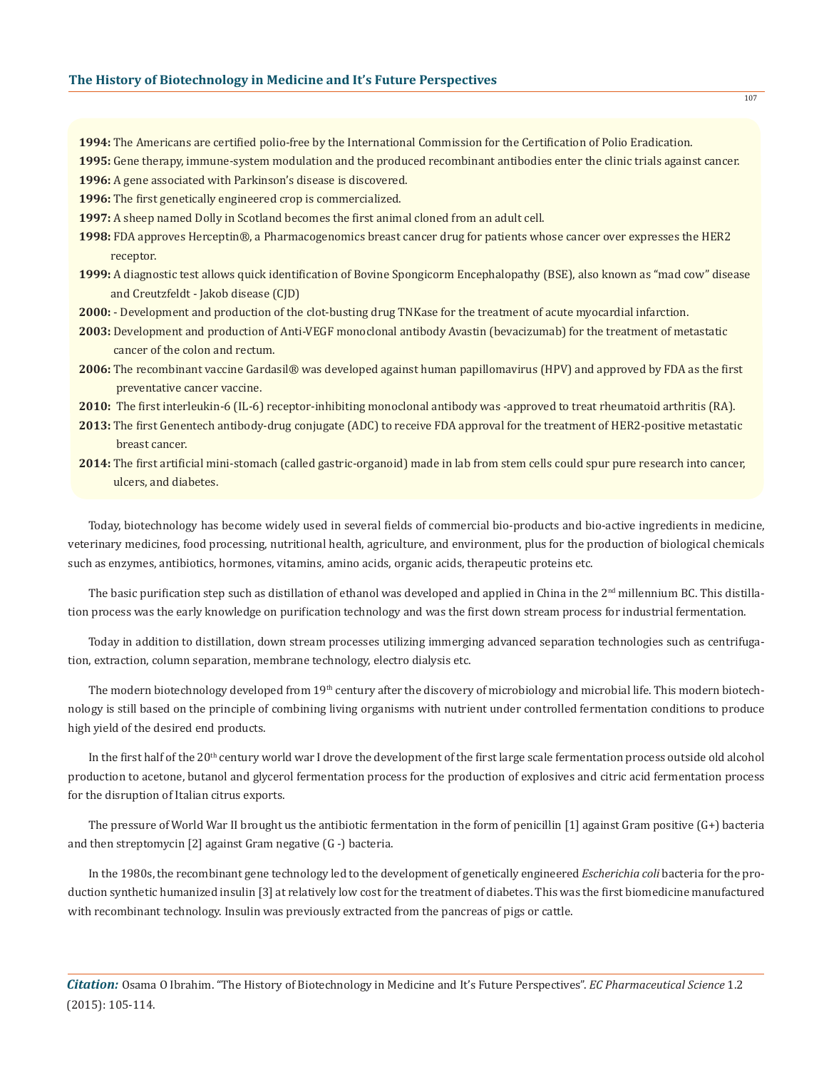**1994:** The Americans are certified polio-free by the International Commission for the Certification of Polio Eradication.

**1995:** Gene therapy, immune-system modulation and the produced recombinant antibodies enter the clinic trials against cancer.

**1996:** A gene associated with Parkinson's disease is discovered.

**1996:** The first genetically engineered crop is commercialized.

**1997:** A sheep named Dolly in Scotland becomes the first animal cloned from an adult cell.

**1998:** FDA approves Herceptin®, a Pharmacogenomics breast cancer drug for patients whose cancer over expresses the HER2 receptor.

**1999:** A diagnostic test allows quick identification of Bovine Spongicorm Encephalopathy (BSE), also known as "mad cow" disease and Creutzfeldt - Jakob disease (CJD)

**2000:** - Development and production of the clot-busting drug TNKase for the treatment of acute myocardial infarction.

**2003:** Development and production of Anti-VEGF monoclonal antibody Avastin (bevacizumab) for the treatment of metastatic cancer of the colon and rectum.

**2006:** The recombinant vaccine Gardasil® was developed against human papillomavirus (HPV) and approved by FDA as the first preventative cancer vaccine.

**2010:** The first interleukin-6 (IL-6) receptor-inhibiting monoclonal antibody was -approved to treat rheumatoid arthritis (RA).

**2013:** The first Genentech antibody-drug conjugate (ADC) to receive FDA approval for the treatment of HER2-positive metastatic breast cancer.

**2014:** The first artificial mini-stomach (called gastric-organoid) made in lab from stem cells could spur pure research into cancer, ulcers, and diabetes.

Today, biotechnology has become widely used in several fields of commercial bio-products and bio-active ingredients in medicine, veterinary medicines, food processing, nutritional health, agriculture, and environment, plus for the production of biological chemicals such as enzymes, antibiotics, hormones, vitamins, amino acids, organic acids, therapeutic proteins etc.

The basic purification step such as distillation of ethanol was developed and applied in China in the 2nd millennium BC. This distillation process was the early knowledge on purification technology and was the first down stream process for industrial fermentation.

Today in addition to distillation, down stream processes utilizing immerging advanced separation technologies such as centrifugation, extraction, column separation, membrane technology, electro dialysis etc.

The modern biotechnology developed from 19th century after the discovery of microbiology and microbial life. This modern biotechnology is still based on the principle of combining living organisms with nutrient under controlled fermentation conditions to produce high yield of the desired end products.

In the first half of the 20th century world war I drove the development of the first large scale fermentation process outside old alcohol production to acetone, butanol and glycerol fermentation process for the production of explosives and citric acid fermentation process for the disruption of Italian citrus exports.

The pressure of World War II brought us the antibiotic fermentation in the form of penicillin [1] against Gram positive (G+) bacteria and then streptomycin [2] against Gram negative (G -) bacteria.

In the 1980s, the recombinant gene technology led to the development of genetically engineered *Escherichia coli* bacteria for the production synthetic humanized insulin [3] at relatively low cost for the treatment of diabetes. This was the first biomedicine manufactured with recombinant technology. Insulin was previously extracted from the pancreas of pigs or cattle.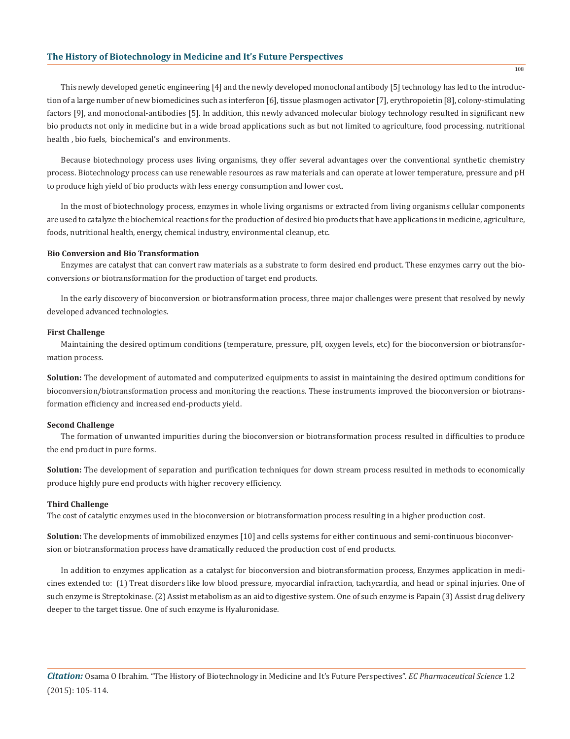This newly developed genetic engineering [4] and the newly developed monoclonal antibody [5] technology has led to the introduction of a large number of new biomedicines such as interferon [6], tissue plasmogen activator [7], erythropoietin [8], colony-stimulating factors [9], and monoclonal-antibodies [5]. In addition, this newly advanced molecular biology technology resulted in significant new bio products not only in medicine but in a wide broad applications such as but not limited to agriculture, food processing, nutritional health , bio fuels, biochemical's and environments.

Because biotechnology process uses living organisms, they offer several advantages over the conventional synthetic chemistry process. Biotechnology process can use renewable resources as raw materials and can operate at lower temperature, pressure and pH to produce high yield of bio products with less energy consumption and lower cost.

In the most of biotechnology process, enzymes in whole living organisms or extracted from living organisms cellular components are used to catalyze the biochemical reactions for the production of desired bio products that have applications in medicine, agriculture, foods, nutritional health, energy, chemical industry, environmental cleanup, etc.

### Bio Conversion and Bio Transformation

Enzymes are catalyst that can convert raw materials as a substrate to form desired end product. These enzymes carry out the bioconversions or biotransformation for the production of target end products.

In the early discovery of bioconversion or biotransformation process, three major challenges were present that resolved by newly developed advanced technologies.

### First Challenge

Maintaining the desired optimum conditions (temperature, pressure, pH, oxygen levels, etc) for the bioconversion or biotransformation process.

**Solution:** The development of automated and computerized equipments to assist in maintaining the desired optimum conditions for bioconversion/biotransformation process and monitoring the reactions. These instruments improved the bioconversion or biotransformation efficiency and increased end-products yield.

### Second Challenge

The formation of unwanted impurities during the bioconversion or biotransformation process resulted in difficulties to produce the end product in pure forms.

**Solution:** The development of separation and purification techniques for down stream process resulted in methods to economically produce highly pure end products with higher recovery efficiency.

### Third Challenge

The cost of catalytic enzymes used in the bioconversion or biotransformation process resulting in a higher production cost.

**Solution:** The developments of immobilized enzymes [10] and cells systems for either continuous and semi-continuous bioconversion or biotransformation process have dramatically reduced the production cost of end products.

In addition to enzymes application as a catalyst for bioconversion and biotransformation process, Enzymes application in medicines extended to: (1) Treat disorders like low blood pressure, myocardial infraction, tachycardia, and head or spinal injuries. One of such enzyme is Streptokinase. (2) Assist metabolism as an aid to digestive system. One of such enzyme is Papain (3) Assist drug delivery deeper to the target tissue. One of such enzyme is Hyaluronidase.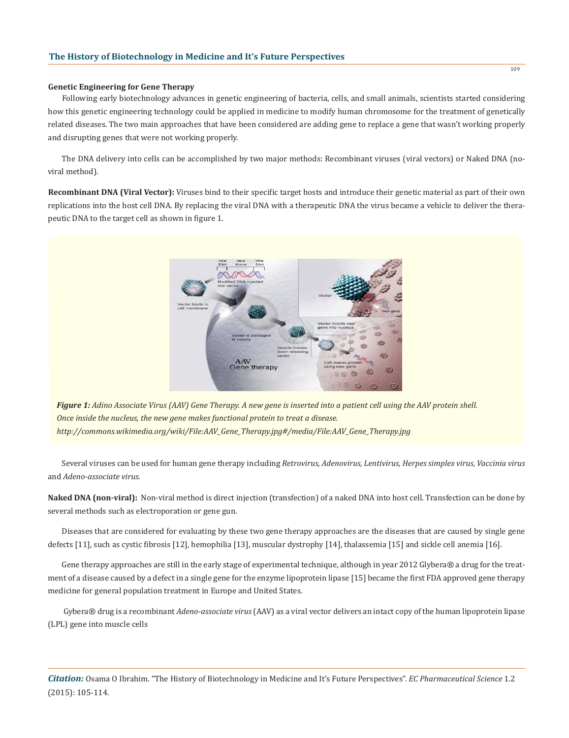### Genetic Engineering for Gene Therapy

Following early biotechnology advances in genetic engineering of bacteria, cells, and small animals, scientists started considering how this genetic engineering technology could be applied in medicine to modify human chromosome for the treatment of genetically related diseases. The two main approaches that have been considered are adding gene to replace a gene that wasn't working properly and disrupting genes that were not working properly.

The DNA delivery into cells can be accomplished by two major methods: Recombinant viruses (viral vectors) or Naked DNA (noviral method).

**Recombinant DNA (Viral Vector):** Viruses bind to their specific target hosts and introduce their genetic material as part of their own replications into the host cell DNA. By replacing the viral DNA with a therapeutic DNA the virus became a vehicle to deliver the therapeutic DNA to the target cell as shown in figure 1.

***Figure 1:*** *Adino Associate Virus (AAV) Gene Therapy. A new gene is inserted into a patient cell using the AAV protein shell. Once inside the nucleus, the new gene makes functional protein to treat a disease. http://commons.wikimedia.org/wiki/File:AAV_Gene_Therapy.jpg#/media/File:AAV_Gene_Therapy.jpg*

Several viruses can be used for human gene therapy including *Retrovirus, Adenovirus, Lentivirus, Herpes simplex virus, Vaccinia virus* and *Adeno-associate virus*.

**Naked DNA (non-viral):** Non-viral method is direct injection (transfection) of a naked DNA into host cell. Transfection can be done by several methods such as electroporation or gene gun.

Diseases that are considered for evaluating by these two gene therapy approaches are the diseases that are caused by single gene defects [11], such as cystic fibrosis [12], hemophilia [13], muscular dystrophy [14], thalassemia [15] and sickle cell anemia [16].

Gene therapy approaches are still in the early stage of experimental technique, although in year 2012 Glybera® a drug for the treatment of a disease caused by a defect in a single gene for the enzyme lipoprotein lipase [15] became the first FDA approved gene therapy medicine for general population treatment in Europe and United States.

Gybera® drug is a recombinant *Adeno-associate virus* (AAV) as a viral vector delivers an intact copy of the human lipoprotein lipase (LPL) gene into muscle cells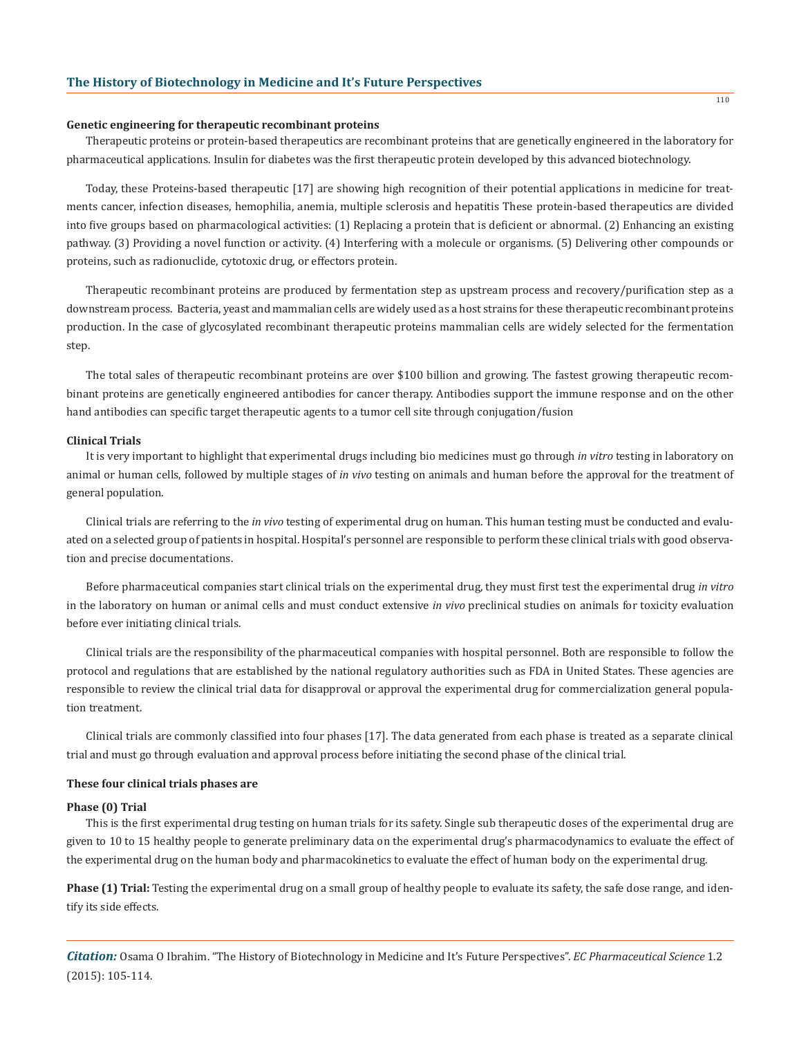**Genetic engineering for therapeutic recombinant proteins**

Therapeutic proteins or protein-based therapeutics are recombinant proteins that are genetically engineered in the laboratory for pharmaceutical applications. Insulin for diabetes was the first therapeutic protein developed by this advanced biotechnology.

Today, these Proteins-based therapeutic [17] are showing high recognition of their potential applications in medicine for treatments cancer, infection diseases, hemophilia, anemia, multiple sclerosis and hepatitis These protein-based therapeutics are divided into five groups based on pharmacological activities: (1) Replacing a protein that is deficient or abnormal. (2) Enhancing an existing pathway. (3) Providing a novel function or activity. (4) Interfering with a molecule or organisms. (5) Delivering other compounds or proteins, such as radionuclide, cytotoxic drug, or effectors protein.

Therapeutic recombinant proteins are produced by fermentation step as upstream process and recovery/purification step as a downstream process. Bacteria, yeast and mammalian cells are widely used as a host strains for these therapeutic recombinant proteins production. In the case of glycosylated recombinant therapeutic proteins mammalian cells are widely selected for the fermentation step.

The total sales of therapeutic recombinant proteins are over $100 billion and growing. The fastest growing therapeutic recombinant proteins are genetically engineered antibodies for cancer therapy. Antibodies support the immune response and on the other hand antibodies can specific target therapeutic agents to a tumor cell site through conjugation/fusion

**Clinical Trials**

It is very important to highlight that experimental drugs including bio medicines must go through *in vitro* testing in laboratory on animal or human cells, followed by multiple stages of *in vivo* testing on animals and human before the approval for the treatment of general population.

Clinical trials are referring to the *in vivo* testing of experimental drug on human. This human testing must be conducted and evaluated on a selected group of patients in hospital. Hospital's personnel are responsible to perform these clinical trials with good observation and precise documentations.

Before pharmaceutical companies start clinical trials on the experimental drug, they must first test the experimental drug *in vitro* in the laboratory on human or animal cells and must conduct extensive *in vivo* preclinical studies on animals for toxicity evaluation before ever initiating clinical trials.

Clinical trials are the responsibility of the pharmaceutical companies with hospital personnel. Both are responsible to follow the protocol and regulations that are established by the national regulatory authorities such as FDA in United States. These agencies are responsible to review the clinical trial data for disapproval or approval the experimental drug for commercialization general population treatment.

Clinical trials are commonly classified into four phases [17]. The data generated from each phase is treated as a separate clinical trial and must go through evaluation and approval process before initiating the second phase of the clinical trial.

**These four clinical trials phases are**

**Phase (0) Trial**

This is the first experimental drug testing on human trials for its safety. Single sub therapeutic doses of the experimental drug are given to 10 to 15 healthy people to generate preliminary data on the experimental drug's pharmacodynamics to evaluate the effect of the experimental drug on the human body and pharmacokinetics to evaluate the effect of human body on the experimental drug.

**Phase (1) Trial:** Testing the experimental drug on a small group of healthy people to evaluate its safety, the safe dose range, and identify its side effects.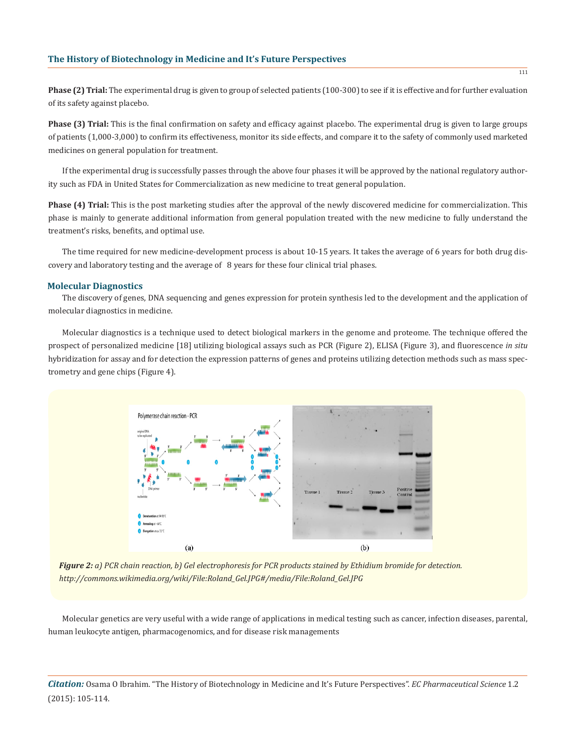**Phase (2) Trial:** The experimental drug is given to group of selected patients (100-300) to see if it is effective and for further evaluation of its safety against placebo.

**Phase (3) Trial:** This is the final confirmation on safety and efficacy against placebo. The experimental drug is given to large groups of patients (1,000-3,000) to confirm its effectiveness, monitor its side effects, and compare it to the safety of commonly used marketed medicines on general population for treatment.

If the experimental drug is successfully passes through the above four phases it will be approved by the national regulatory authority such as FDA in United States for Commercialization as new medicine to treat general population.

**Phase (4) Trial:** This is the post marketing studies after the approval of the newly discovered medicine for commercialization. This phase is mainly to generate additional information from general population treated with the new medicine to fully understand the treatment's risks, benefits, and optimal use.

The time required for new medicine-development process is about 10-15 years. It takes the average of 6 years for both drug discovery and laboratory testing and the average of 8 years for these four clinical trial phases.

## Molecular Diagnostics

The discovery of genes, DNA sequencing and genes expression for protein synthesis led to the development and the application of molecular diagnostics in medicine.

Molecular diagnostics is a technique used to detect biological markers in the genome and proteome. The technique offered the prospect of personalized medicine [18] utilizing biological assays such as PCR (Figure 2), ELISA (Figure 3), and fluorescence *in situ* hybridization for assay and for detection the expression patterns of genes and proteins utilizing detection methods such as mass spectrometry and gene chips (Figure 4).

***Figure 2:** a) PCR chain reaction, b) Gel electrophoresis for PCR products stained by Ethidium bromide for detection. http://commons.wikimedia.org/wiki/File:Roland_Gel.JPG#/media/File:Roland_Gel.JPG*

Molecular genetics are very useful with a wide range of applications in medical testing such as cancer, infection diseases, parental, human leukocyte antigen, pharmacogenomics, and for disease risk managements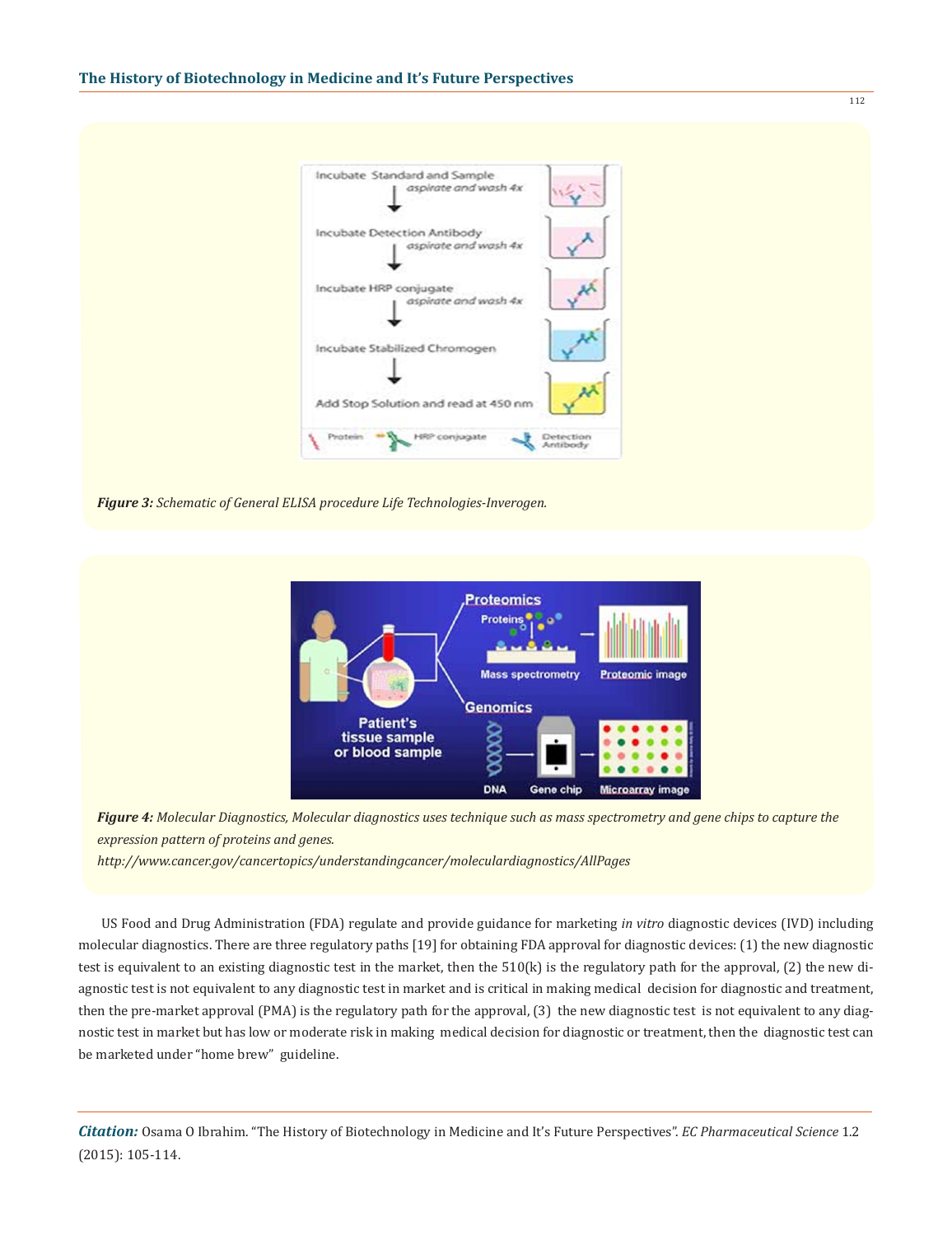*Figure 3: Schematic of General ELISA procedure Life Technologies-Inverogen.*

*Figure 4: Molecular Diagnostics, Molecular diagnostics uses technique such as mass spectrometry and gene chips to capture the expression pattern of proteins and genes.*

*http://www.cancer.gov/cancertopics/understandingcancer/moleculardiagnostics/AllPages*

US Food and Drug Administration (FDA) regulate and provide guidance for marketing *in vitro* diagnostic devices (IVD) including molecular diagnostics. There are three regulatory paths [19] for obtaining FDA approval for diagnostic devices: (1) the new diagnostic test is equivalent to an existing diagnostic test in the market, then the 510(k) is the regulatory path for the approval, (2) the new diagnostic test is not equivalent to any diagnostic test in market and is critical in making medical decision for diagnostic and treatment, then the pre-market approval (PMA) is the regulatory path for the approval, (3) the new diagnostic test is not equivalent to any diagnostic test in market but has low or moderate risk in making medical decision for diagnostic or treatment, then the diagnostic test can be marketed under "home brew" guideline.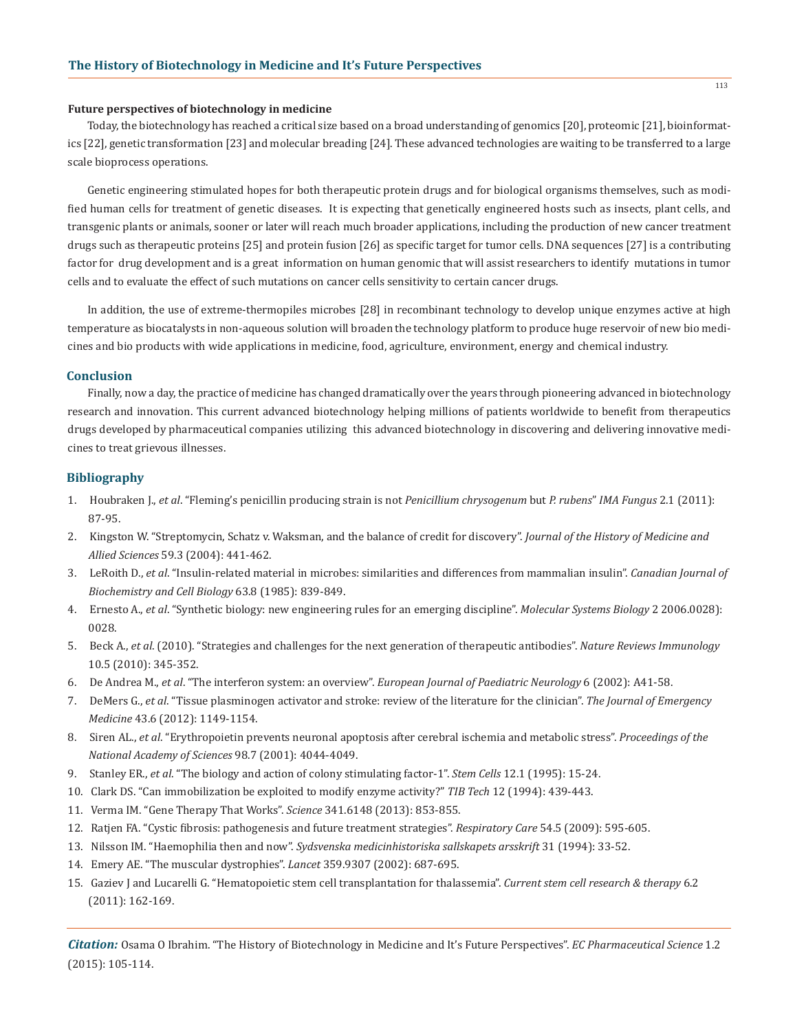**Future perspectives of biotechnology in medicine**

Today, the biotechnology has reached a critical size based on a broad understanding of genomics [20], proteomic [21], bioinformatics [22], genetic transformation [23] and molecular breading [24]. These advanced technologies are waiting to be transferred to a large scale bioprocess operations.

Genetic engineering stimulated hopes for both therapeutic protein drugs and for biological organisms themselves, such as modified human cells for treatment of genetic diseases. It is expecting that genetically engineered hosts such as insects, plant cells, and transgenic plants or animals, sooner or later will reach much broader applications, including the production of new cancer treatment drugs such as therapeutic proteins [25] and protein fusion [26] as specific target for tumor cells. DNA sequences [27] is a contributing factor for drug development and is a great information on human genomic that will assist researchers to identify mutations in tumor cells and to evaluate the effect of such mutations on cancer cells sensitivity to certain cancer drugs.

In addition, the use of extreme-thermopiles microbes [28] in recombinant technology to develop unique enzymes active at high temperature as biocatalysts in non-aqueous solution will broaden the technology platform to produce huge reservoir of new bio medicines and bio products with wide applications in medicine, food, agriculture, environment, energy and chemical industry.

## Conclusion

Finally, now a day, the practice of medicine has changed dramatically over the years through pioneering advanced in biotechnology research and innovation. This current advanced biotechnology helping millions of patients worldwide to benefit from therapeutics drugs developed by pharmaceutical companies utilizing this advanced biotechnology in discovering and delivering innovative medicines to treat grievous illnesses.

## Bibliography

1. Houbraken J., *et al*. "Fleming's penicillin producing strain is not *Penicillium chrysogenum* but *P. rubens*" *IMA Fungus* 2.1 (2011): 87-95.
2. Kingston W. "Streptomycin, Schatz v. Waksman, and the balance of credit for discovery". *Journal of the History of Medicine and Allied Sciences* 59.3 (2004): 441-462.
3. LeRoith D., *et al*. "Insulin-related material in microbes: similarities and differences from mammalian insulin". *Canadian Journal of Biochemistry and Cell Biology* 63.8 (1985): 839-849.
4. Ernesto A., *et al*. "Synthetic biology: new engineering rules for an emerging discipline". *Molecular Systems Biology* 2 2006.0028): 0028.
5. Beck A., *et al*. (2010). "Strategies and challenges for the next generation of therapeutic antibodies". *Nature Reviews Immunology* 10.5 (2010): 345-352.
6. De Andrea M., *et al*. "The interferon system: an overview". *European Journal of Paediatric Neurology* 6 (2002): A41-58.
7. DeMers G., *et al*. "Tissue plasminogen activator and stroke: review of the literature for the clinician". *The Journal of Emergency Medicine* 43.6 (2012): 1149-1154.
8. Siren AL., *et al*. "Erythropoietin prevents neuronal apoptosis after cerebral ischemia and metabolic stress". *Proceedings of the National Academy of Sciences* 98.7 (2001): 4044-4049.
9. Stanley ER., *et al*. "The biology and action of colony stimulating factor-1". *Stem Cells* 12.1 (1995): 15-24.
10. Clark DS. "Can immobilization be exploited to modify enzyme activity?" *TIB Tech* 12 (1994): 439-443.
11. Verma IM. "Gene Therapy That Works". *Science* 341.6148 (2013): 853-855.
12. Ratjen FA. "Cystic fibrosis: pathogenesis and future treatment strategies". *Respiratory Care* 54.5 (2009): 595-605.
13. Nilsson IM. "Haemophilia then and now". *Sydsvenska medicinhistoriska sallskapets arsskrift* 31 (1994): 33-52.
14. Emery AE. "The muscular dystrophies". *Lancet* 359.9307 (2002): 687-695.
15. Gaziev J and Lucarelli G. "Hematopoietic stem cell transplantation for thalassemia". *Current stem cell research & therapy* 6.2 (2011): 162-169.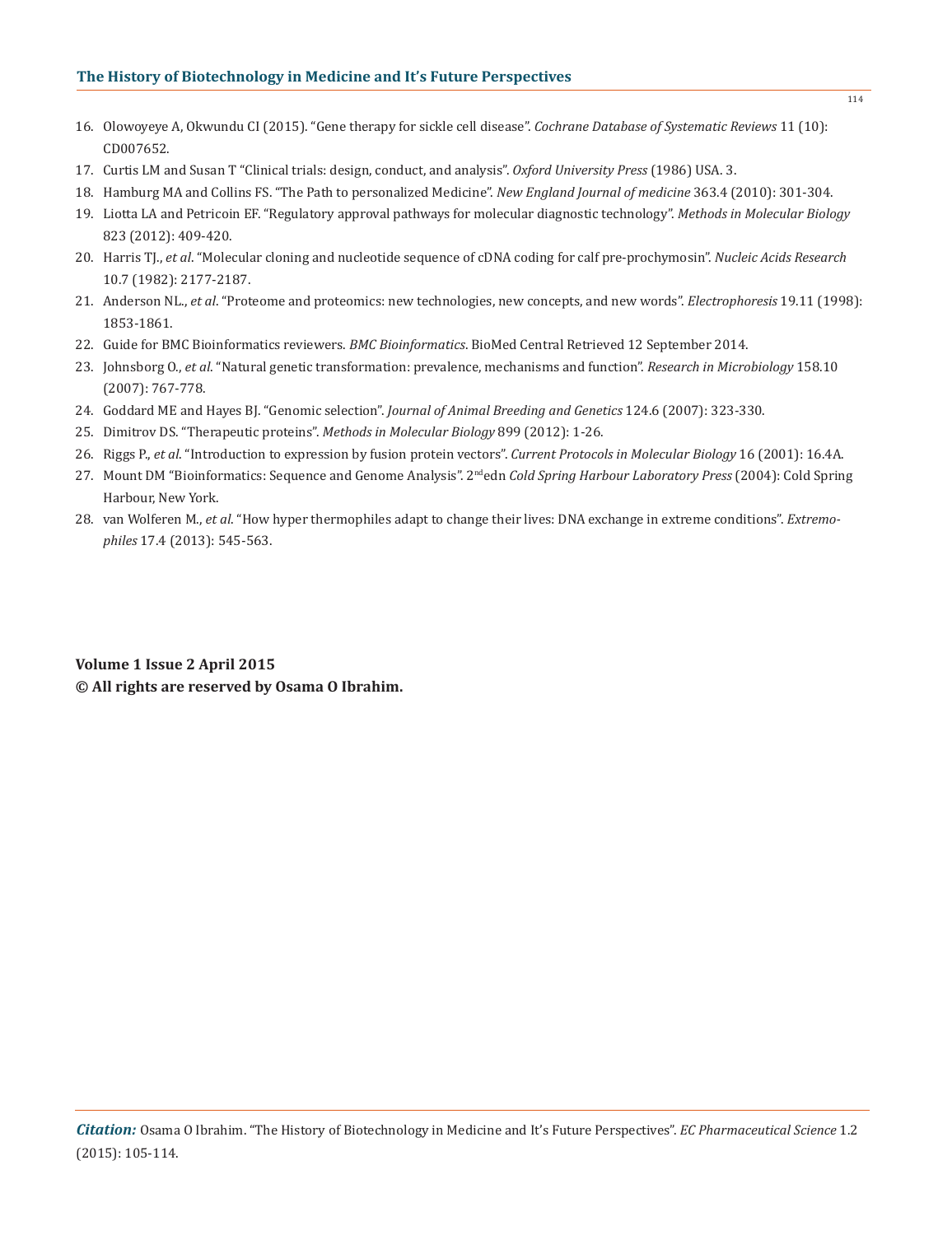16. Olowoyeye A, Okwundu CI (2015). “Gene therapy for sickle cell disease”. *Cochrane Database of Systematic Reviews* 11 (10): CD007652.
17. Curtis LM and Susan T “Clinical trials: design, conduct, and analysis”. *Oxford University Press* (1986) USA. 3.
18. Hamburg MA and Collins FS. “The Path to personalized Medicine”. *New England Journal of medicine* 363.4 (2010): 301-304.
19. Liotta LA and Petricoin EF. “Regulatory approval pathways for molecular diagnostic technology”. *Methods in Molecular Biology* 823 (2012): 409-420.
20. Harris TJ., *et al*. “Molecular cloning and nucleotide sequence of cDNA coding for calf pre-prochymosin”. *Nucleic Acids Research* 10.7 (1982): 2177-2187.
21. Anderson NL., *et al*. “Proteome and proteomics: new technologies, new concepts, and new words”. *Electrophoresis* 19.11 (1998): 1853-1861.
22. Guide for BMC Bioinformatics reviewers. *BMC Bioinformatics*. BioMed Central Retrieved 12 September 2014.
23. Johnsborg O., *et al*. “Natural genetic transformation: prevalence, mechanisms and function”. *Research in Microbiology* 158.10 (2007): 767-778.
24. Goddard ME and Hayes BJ. “Genomic selection”. *Journal of Animal Breeding and Genetics* 124.6 (2007): 323-330.
25. Dimitrov DS. “Therapeutic proteins”. *Methods in Molecular Biology* 899 (2012): 1-26.
26. Riggs P., *et al*. “Introduction to expression by fusion protein vectors”. *Current Protocols in Molecular Biology* 16 (2001): 16.4A.
27. Mount DM “Bioinformatics: Sequence and Genome Analysis”. 2nd edn *Cold Spring Harbour Laboratory Press* (2004): Cold Spring Harbour, New York.
28. van Wolferen M., *et al*. “How hyper thermophiles adapt to change their lives: DNA exchange in extreme conditions”. *Extremophiles* 17.4 (2013): 545-563.

**Volume 1 Issue 2 April 2015**
**© All rights are reserved by Osama O Ibrahim.**